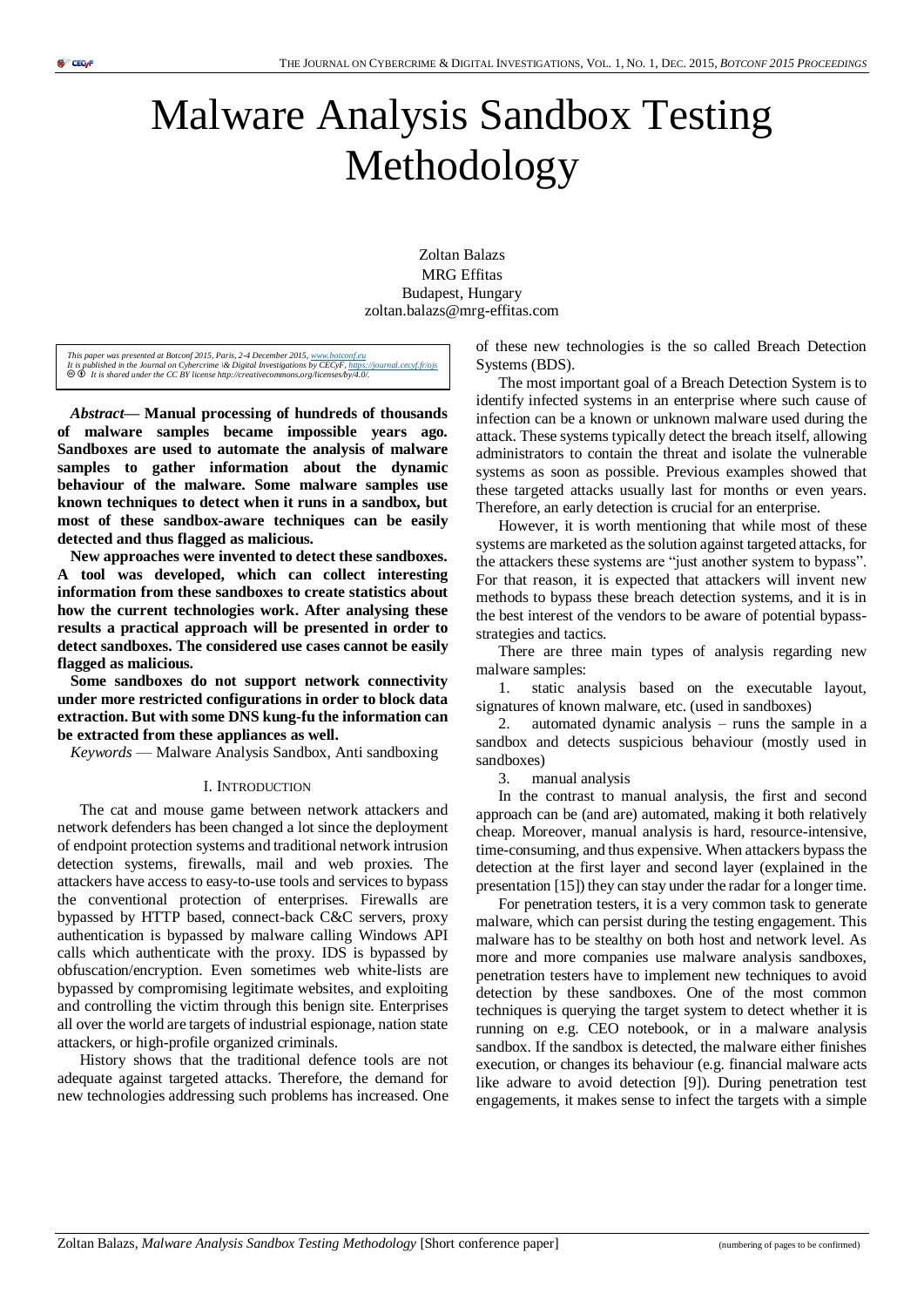# Malware Analysis Sandbox Testing Methodology

Zoltan Balazs
MRG Effitas
Budapest, Hungary
zoltan.balazs@mrg-effitas.com

*This paper was presented at Botconf 2015, Paris, 2-4 December 2015, www.botconf.eu*
*It is published in the Journal on Cybercrime \& Digital Investigations by CECyF, https://journal.cecyf.fr/ojs*
*It is shared under the CC BY license http://creativecommons.org/licenses/by/4.0/.*

***Abstract*— Manual processing of hundreds of thousands of malware samples became impossible years ago. Sandboxes are used to automate the analysis of malware samples to gather information about the dynamic behaviour of the malware. Some malware samples use known techniques to detect when it runs in a sandbox, but most of these sandbox-aware techniques can be easily detected and thus flagged as malicious.**

**New approaches were invented to detect these sandboxes. A tool was developed, which can collect interesting information from these sandboxes to create statistics about how the current technologies work. After analysing these results a practical approach will be presented in order to detect sandboxes. The considered use cases cannot be easily flagged as malicious.**

**Some sandboxes do not support network connectivity under more restricted configurations in order to block data extraction. But with some DNS kung-fu the information can be extracted from these appliances as well.**

*Keywords* — Malware Analysis Sandbox, Anti sandboxing

## I. Introduction

The cat and mouse game between network attackers and network defenders has been changed a lot since the deployment of endpoint protection systems and traditional network intrusion detection systems, firewalls, mail and web proxies. The attackers have access to easy-to-use tools and services to bypass the conventional protection of enterprises. Firewalls are bypassed by HTTP based, connect-back C&C servers, proxy authentication is bypassed by malware calling Windows API calls which authenticate with the proxy. IDS is bypassed by obfuscation/encryption. Even sometimes web white-lists are bypassed by compromising legitimate websites, and exploiting and controlling the victim through this benign site. Enterprises all over the world are targets of industrial espionage, nation state attackers, or high-profile organized criminals.

History shows that the traditional defence tools are not adequate against targeted attacks. Therefore, the demand for new technologies addressing such problems has increased. One of these new technologies is the so called Breach Detection Systems (BDS).

The most important goal of a Breach Detection System is to identify infected systems in an enterprise where such cause of infection can be a known or unknown malware used during the attack. These systems typically detect the breach itself, allowing administrators to contain the threat and isolate the vulnerable systems as soon as possible. Previous examples showed that these targeted attacks usually last for months or even years. Therefore, an early detection is crucial for an enterprise.

However, it is worth mentioning that while most of these systems are marketed as the solution against targeted attacks, for the attackers these systems are "just another system to bypass". For that reason, it is expected that attackers will invent new methods to bypass these breach detection systems, and it is in the best interest of the vendors to be aware of potential bypass-strategies and tactics.

There are three main types of analysis regarding new malware samples:

1. static analysis based on the executable layout, signatures of known malware, etc. (used in sandboxes)
2. automated dynamic analysis – runs the sample in a sandbox and detects suspicious behaviour (mostly used in sandboxes)
3. manual analysis

In the contrast to manual analysis, the first and second approach can be (and are) automated, making it both relatively cheap. Moreover, manual analysis is hard, resource-intensive, time-consuming, and thus expensive. When attackers bypass the detection at the first layer and second layer (explained in the presentation [15]) they can stay under the radar for a longer time.

For penetration testers, it is a very common task to generate malware, which can persist during the testing engagement. This malware has to be stealthy on both host and network level. As more and more companies use malware analysis sandboxes, penetration testers have to implement new techniques to avoid detection by these sandboxes. One of the most common techniques is querying the target system to detect whether it is running on e.g. CEO notebook, or in a malware analysis sandbox. If the sandbox is detected, the malware either finishes execution, or changes its behaviour (e.g. financial malware acts like adware to avoid detection [9]). During penetration test engagements, it makes sense to infect the targets with a simple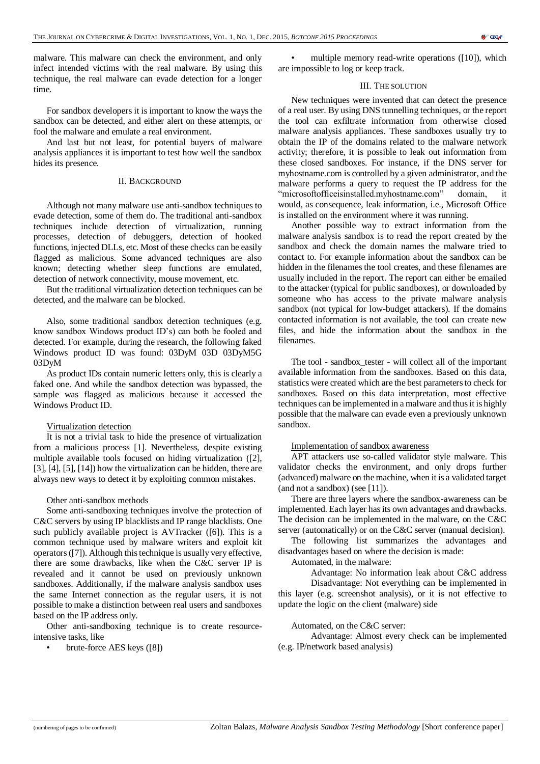malware. This malware can check the environment, and only infect intended victims with the real malware. By using this technique, the real malware can evade detection for a longer time.

For sandbox developers it is important to know the ways the sandbox can be detected, and either alert on these attempts, or fool the malware and emulate a real environment.

And last but not least, for potential buyers of malware analysis appliances it is important to test how well the sandbox hides its presence.

## II. Background

Although not many malware use anti-sandbox techniques to evade detection, some of them do. The traditional anti-sandbox techniques include detection of virtualization, running processes, detection of debuggers, detection of hooked functions, injected DLLs, etc. Most of these checks can be easily flagged as malicious. Some advanced techniques are also known; detecting whether sleep functions are emulated, detection of network connectivity, mouse movement, etc.

But the traditional virtualization detection techniques can be detected, and the malware can be blocked.

Also, some traditional sandbox detection techniques (e.g. know sandbox Windows product ID's) can both be fooled and detected. For example, during the research, the following faked Windows product ID was found: 03DyM 03D 03DyM5G 03DyM

As product IDs contain numeric letters only, this is clearly a faked one. And while the sandbox detection was bypassed, the sample was flagged as malicious because it accessed the Windows Product ID.

### Virtualization detection

It is not a trivial task to hide the presence of virtualization from a malicious process [1]. Nevertheless, despite existing multiple available tools focused on hiding virtualization ([2], [3], [4], [5], [14]) how the virtualization can be hidden, there are always new ways to detect it by exploiting common mistakes.

### Other anti-sandbox methods

Some anti-sandboxing techniques involve the protection of C&C servers by using IP blacklists and IP range blacklists. One such publicly available project is AVTracker ([6]). This is a common technique used by malware writers and exploit kit operators ([7]). Although this technique is usually very effective, there are some drawbacks, like when the C&C server IP is revealed and it cannot be used on previously unknown sandboxes. Additionally, if the malware analysis sandbox uses the same Internet connection as the regular users, it is not possible to make a distinction between real users and sandboxes based on the IP address only.

Other anti-sandboxing technique is to create resource-intensive tasks, like

- brute-force AES keys ([8])
- multiple memory read-write operations ([10]), which are impossible to log or keep track.

## III. The solution

New techniques were invented that can detect the presence of a real user. By using DNS tunnelling techniques, or the report the tool can exfiltrate information from otherwise closed malware analysis appliances. These sandboxes usually try to obtain the IP of the domains related to the malware network activity; therefore, it is possible to leak out information from these closed sandboxes. For instance, if the DNS server for myhostname.com is controlled by a given administrator, and the malware performs a query to request the IP address for the "microsoftofficeisinstalled.myhostname.com" domain, it would, as consequence, leak information, i.e., Microsoft Office is installed on the environment where it was running.

Another possible way to extract information from the malware analysis sandbox is to read the report created by the sandbox and check the domain names the malware tried to contact to. For example information about the sandbox can be hidden in the filenames the tool creates, and these filenames are usually included in the report. The report can either be emailed to the attacker (typical for public sandboxes), or downloaded by someone who has access to the private malware analysis sandbox (not typical for low-budget attackers). If the domains contacted information is not available, the tool can create new files, and hide the information about the sandbox in the filenames.

The tool - sandbox_tester - will collect all of the important available information from the sandboxes. Based on this data, statistics were created which are the best parameters to check for sandboxes. Based on this data interpretation, most effective techniques can be implemented in a malware and thus it is highly possible that the malware can evade even a previously unknown sandbox.

### Implementation of sandbox awareness

APT attackers use so-called validator style malware. This validator checks the environment, and only drops further (advanced) malware on the machine, when it is a validated target (and not a sandbox) (see [11]).

There are three layers where the sandbox-awareness can be implemented. Each layer has its own advantages and drawbacks. The decision can be implemented in the malware, on the C&C server (automatically) or on the C&C server (manual decision).

The following list summarizes the advantages and disadvantages based on where the decision is made:

Automated, in the malware:

Advantage: No information leak about C&C address

Disadvantage: Not everything can be implemented in this layer (e.g. screenshot analysis), or it is not effective to update the logic on the client (malware) side

Automated, on the C&C server:

Advantage: Almost every check can be implemented (e.g. IP/network based analysis)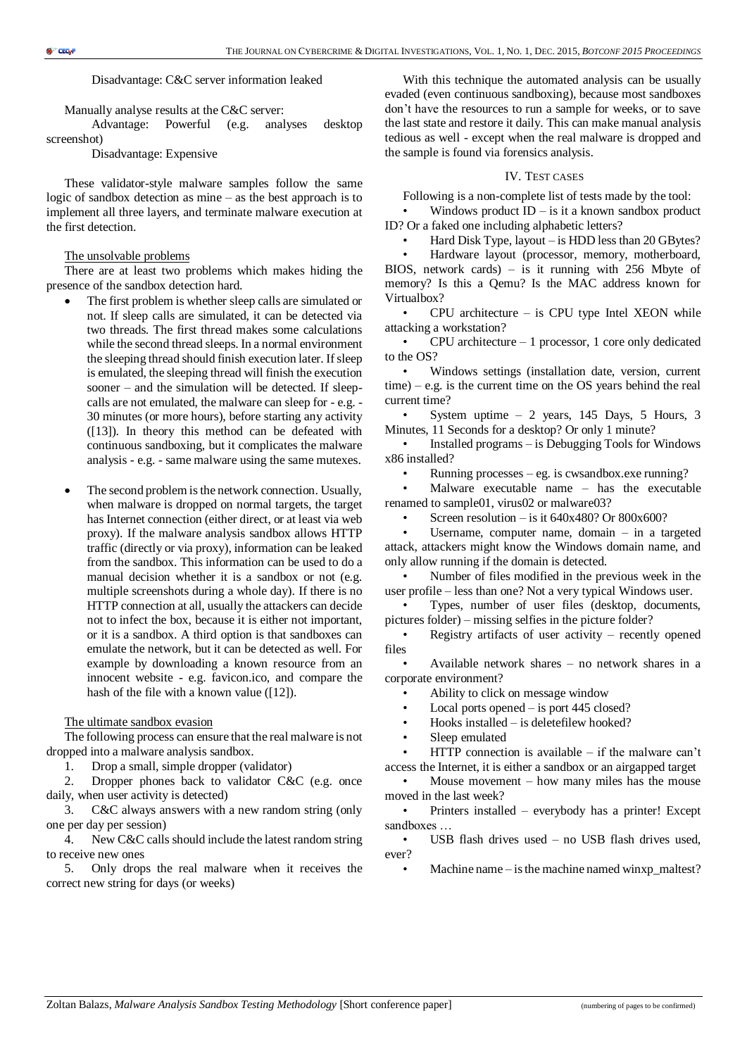Disadvantage: C&C server information leaked

Manually analyse results at the C&C server:

Advantage: Powerful (e.g. analyses desktop screenshot)

Disadvantage: Expensive

These validator-style malware samples follow the same logic of sandbox detection as mine – as the best approach is to implement all three layers, and terminate malware execution at the first detection.

The unsolvable problems

There are at least two problems which makes hiding the presence of the sandbox detection hard.

- The first problem is whether sleep calls are simulated or not. If sleep calls are simulated, it can be detected via two threads. The first thread makes some calculations while the second thread sleeps. In a normal environment the sleeping thread should finish execution later. If sleep is emulated, the sleeping thread will finish the execution sooner – and the simulation will be detected. If sleep-calls are not emulated, the malware can sleep for - e.g. - 30 minutes (or more hours), before starting any activity ([13]). In theory this method can be defeated with continuous sandboxing, but it complicates the malware analysis - e.g. - same malware using the same mutexes.
- The second problem is the network connection. Usually, when malware is dropped on normal targets, the target has Internet connection (either direct, or at least via web proxy). If the malware analysis sandbox allows HTTP traffic (directly or via proxy), information can be leaked from the sandbox. This information can be used to do a manual decision whether it is a sandbox or not (e.g. multiple screenshots during a whole day). If there is no HTTP connection at all, usually the attackers can decide not to infect the box, because it is either not important, or it is a sandbox. A third option is that sandboxes can emulate the network, but it can be detected as well. For example by downloading a known resource from an innocent website - e.g. favicon.ico, and compare the hash of the file with a known value ([12]).

The ultimate sandbox evasion

The following process can ensure that the real malware is not dropped into a malware analysis sandbox.

1. Drop a small, simple dropper (validator)
2. Dropper phones back to validator C&C (e.g. once daily, when user activity is detected)
3. C&C always answers with a new random string (only one per day per session)
4. New C&C calls should include the latest random string to receive new ones
5. Only drops the real malware when it receives the correct new string for days (or weeks)

With this technique the automated analysis can be usually evaded (even continuous sandboxing), because most sandboxes don't have the resources to run a sample for weeks, or to save the last state and restore it daily. This can make manual analysis tedious as well - except when the real malware is dropped and the sample is found via forensics analysis.

## IV. Test cases

Following is a non-complete list of tests made by the tool:

- Windows product ID – is it a known sandbox product ID? Or a faked one including alphabetic letters?
- Hard Disk Type, layout – is HDD less than 20 GBytes?
- Hardware layout (processor, memory, motherboard, BIOS, network cards) – is it running with 256 Mbyte of memory? Is this a Qemu? Is the MAC address known for Virtualbox?
- CPU architecture – is CPU type Intel XEON while attacking a workstation?
- CPU architecture – 1 processor, 1 core only dedicated to the OS?
- Windows settings (installation date, version, current time) – e.g. is the current time on the OS years behind the real current time?
- System uptime – 2 years, 145 Days, 5 Hours, 3 Minutes, 11 Seconds for a desktop? Or only 1 minute?
- Installed programs – is Debugging Tools for Windows x86 installed?
- Running processes – eg. is cwsandbox.exe running?
- Malware executable name – has the executable renamed to sample01, virus02 or malware03?
- Screen resolution – is it 640x480? Or 800x600?
- Username, computer name, domain – in a targeted attack, attackers might know the Windows domain name, and only allow running if the domain is detected.
- Number of files modified in the previous week in the user profile – less than one? Not a very typical Windows user.
- Types, number of user files (desktop, documents, pictures folder) – missing selfies in the picture folder?
- Registry artifacts of user activity – recently opened files
- Available network shares – no network shares in a corporate environment?
- Ability to click on message window
- Local ports opened – is port 445 closed?
- Hooks installed – is deletefilew hooked?
- Sleep emulated
- HTTP connection is available – if the malware can't access the Internet, it is either a sandbox or an airgapped target
- Mouse movement – how many miles has the mouse moved in the last week?
- Printers installed – everybody has a printer! Except sandboxes …
- USB flash drives used – no USB flash drives used, ever?
- Machine name – is the machine named winxp_maltest?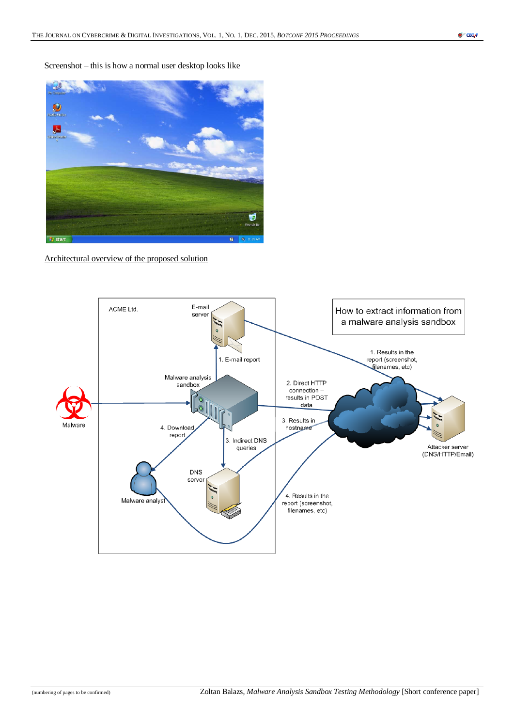Screenshot – this is how a normal user desktop looks like

Architectural overview of the proposed solution

(numbering of pages to be confirmed)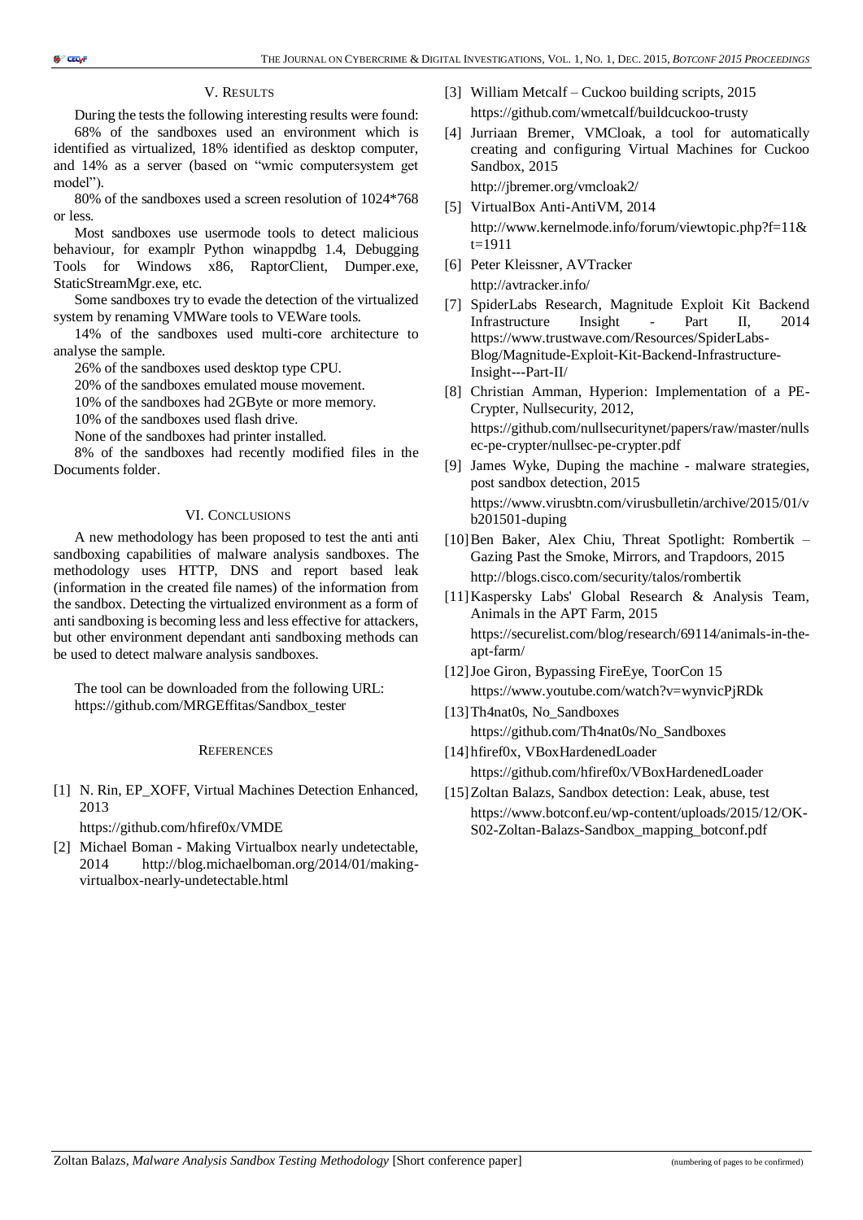## V. Results

During the tests the following interesting results were found:

68% of the sandboxes used an environment which is identified as virtualized, 18% identified as desktop computer, and 14% as a server (based on "wmic computersystem get model").

80% of the sandboxes used a screen resolution of 1024*768 or less.

Most sandboxes use usermode tools to detect malicious behaviour, for examplr Python winappdbg 1.4, Debugging Tools for Windows x86, RaptorClient, Dumper.exe, StaticStreamMgr.exe, etc.

Some sandboxes try to evade the detection of the virtualized system by renaming VMWare tools to VEWare tools.

14% of the sandboxes used multi-core architecture to analyse the sample.

26% of the sandboxes used desktop type CPU.

20% of the sandboxes emulated mouse movement.

10% of the sandboxes had 2GByte or more memory.

10% of the sandboxes used flash drive.

None of the sandboxes had printer installed.

8% of the sandboxes had recently modified files in the Documents folder.

## VI. Conclusions

A new methodology has been proposed to test the anti anti sandboxing capabilities of malware analysis sandboxes. The methodology uses HTTP, DNS and report based leak (information in the created file names) of the information from the sandbox. Detecting the virtualized environment as a form of anti sandboxing is becoming less and less effective for attackers, but other environment dependant anti sandboxing methods can be used to detect malware analysis sandboxes.

The tool can be downloaded from the following URL: https://github.com/MRGEffitas/Sandbox_tester

## References

[1] N. Rin, EP_XOFF, Virtual Machines Detection Enhanced, 2013
https://github.com/hfiref0x/VMDE

[2] Michael Boman - Making Virtualbox nearly undetectable, 2014 http://blog.michaelboman.org/2014/01/making-virtualbox-nearly-undetectable.html

[3] William Metcalf – Cuckoo building scripts, 2015
https://github.com/wmetcalf/buildcuckoo-trusty

[4] Jurriaan Bremer, VMCloak, a tool for automatically creating and configuring Virtual Machines for Cuckoo Sandbox, 2015
http://jbremer.org/vmcloak2/

[5] VirtualBox Anti-AntiVM, 2014
http://www.kernelmode.info/forum/viewtopic.php?f=11&t=1911

[6] Peter Kleissner, AVTracker
http://avtracker.info/

[7] SpiderLabs Research, Magnitude Exploit Kit Backend Infrastructure Insight - Part II, 2014 https://www.trustwave.com/Resources/SpiderLabs-Blog/Magnitude-Exploit-Kit-Backend-Infrastructure-Insight---Part-II/

[8] Christian Amman, Hyperion: Implementation of a PE-Crypter, Nullsecurity, 2012,
https://github.com/nullsecuritynet/papers/raw/master/nullsec-pe-crypter/nullsec-pe-crypter.pdf

[9] James Wyke, Duping the machine - malware strategies, post sandbox detection, 2015
https://www.virusbtn.com/virusbulletin/archive/2015/01/vb201501-duping

[10] Ben Baker, Alex Chiu, Threat Spotlight: Rombertik – Gazing Past the Smoke, Mirrors, and Trapdoors, 2015
http://blogs.cisco.com/security/talos/rombertik

[11] Kaspersky Labs' Global Research & Analysis Team, Animals in the APT Farm, 2015
https://securelist.com/blog/research/69114/animals-in-the-apt-farm/

[12] Joe Giron, Bypassing FireEye, ToorCon 15
https://www.youtube.com/watch?v=wynvicPjRDk

[13] Th4nat0s, No_Sandboxes
https://github.com/Th4nat0s/No_Sandboxes

[14] hfiref0x, VBoxHardenedLoader
https://github.com/hfiref0x/VBoxHardenedLoader

[15] Zoltan Balazs, Sandbox detection: Leak, abuse, test
https://www.botconf.eu/wp-content/uploads/2015/12/OK-S02-Zoltan-Balazs-Sandbox_mapping_botconf.pdf